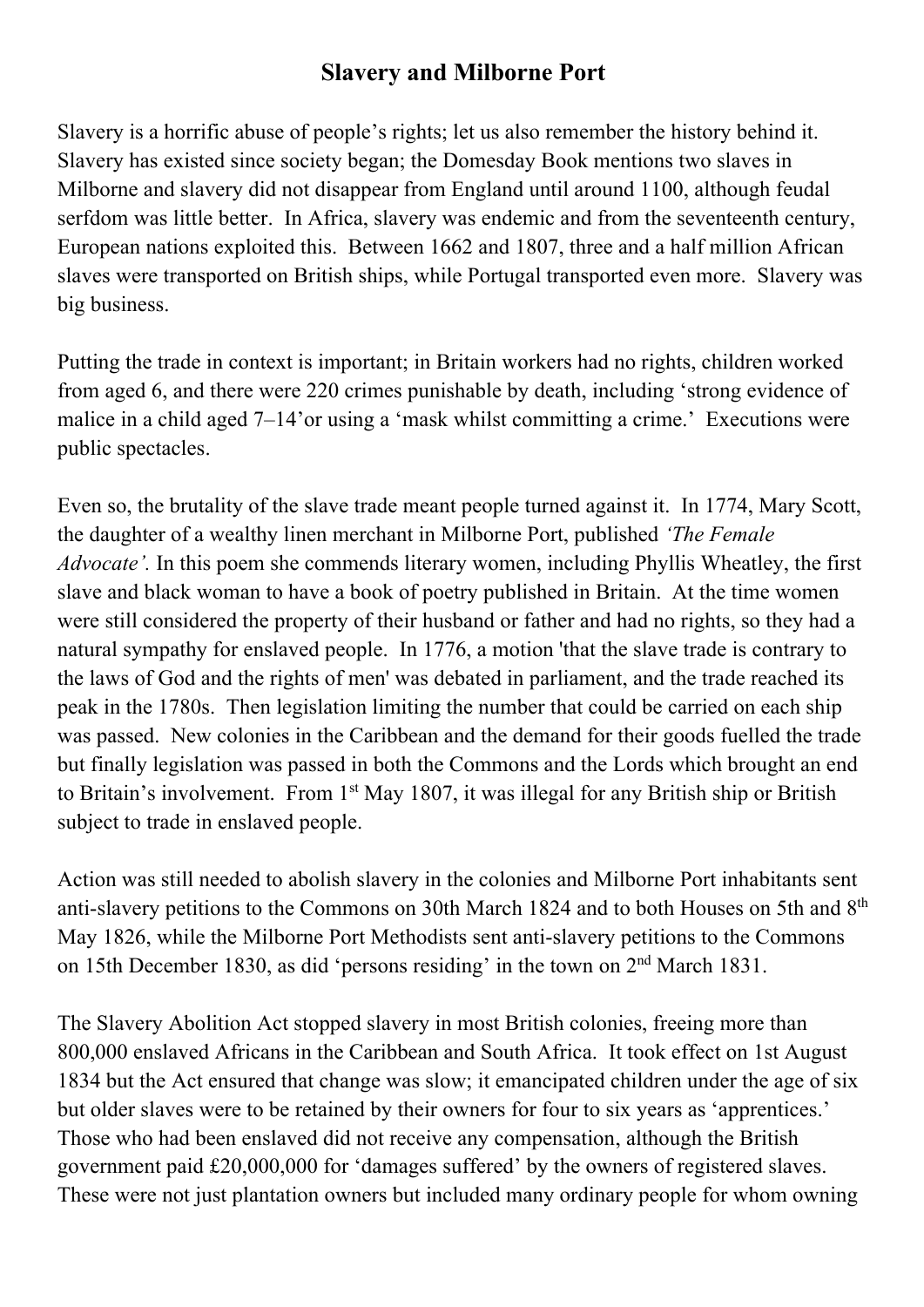# Slavery and Milborne Port

Slavery is a horrific abuse of people's rights; let us also remember the history behind it. Slavery has existed since society began; the Domesday Book mentions two slaves in Milborne and slavery did not disappear from England until around 1100, although feudal serfdom was little better. In Africa, slavery was endemic and from the seventeenth century, European nations exploited this. Between 1662 and 1807, three and a half million African slaves were transported on British ships, while Portugal transported even more. Slavery was big business.

Putting the trade in context is important; in Britain workers had no rights, children worked from aged 6, and there were 220 crimes punishable by death, including 'strong evidence of malice in a child aged 7–14'or using a 'mask whilst committing a crime.' Executions were public spectacles.

Even so, the brutality of the slave trade meant people turned against it. In 1774, Mary Scott, the daughter of a wealthy linen merchant in Milborne Port, published *'The Female Advocate'.* In this poem she commends literary women, including Phyllis Wheatley, the first slave and black woman to have a book of poetry published in Britain. At the time women were still considered the property of their husband or father and had no rights, so they had a natural sympathy for enslaved people. In 1776, a motion 'that the slave trade is contrary to the laws of God and the rights of men' was debated in parliament, and the trade reached its peak in the 1780s. Then legislation limiting the number that could be carried on each ship was passed. New colonies in the Caribbean and the demand for their goods fuelled the trade but finally legislation was passed in both the Commons and the Lords which brought an end to Britain's involvement. From 1st May 1807, it was illegal for any British ship or British subject to trade in enslaved people.

Action was still needed to abolish slavery in the colonies and Milborne Port inhabitants sent anti-slavery petitions to the Commons on 30th March 1824 and to both Houses on 5th and 8th May 1826, while the Milborne Port Methodists sent anti-slavery petitions to the Commons on 15th December 1830, as did 'persons residing' in the town on 2nd March 1831.

The Slavery Abolition Act stopped slavery in most British colonies, freeing more than 800,000 enslaved Africans in the Caribbean and South Africa. It took effect on 1st August 1834 but the Act ensured that change was slow; it emancipated children under the age of six but older slaves were to be retained by their owners for four to six years as 'apprentices.' Those who had been enslaved did not receive any compensation, although the British government paid £20,000,000 for 'damages suffered' by the owners of registered slaves. These were not just plantation owners but included many ordinary people for whom owning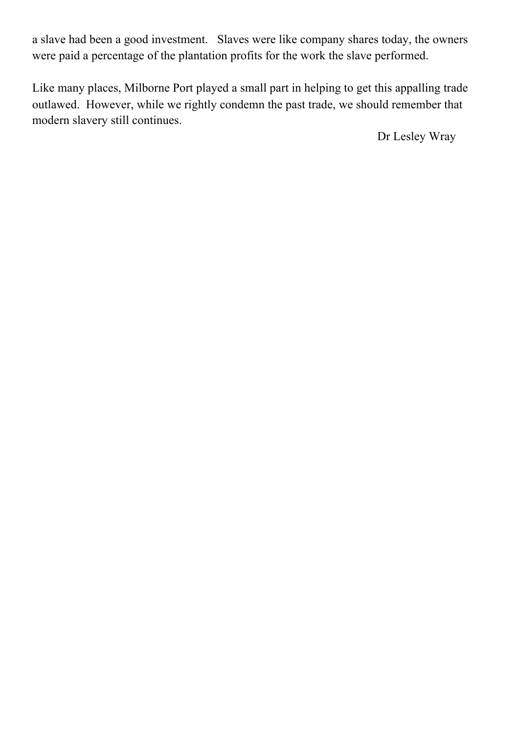a slave had been a good investment. Slaves were like company shares today, the owners were paid a percentage of the plantation profits for the work the slave performed.

Like many places, Milborne Port played a small part in helping to get this appalling trade outlawed. However, while we rightly condemn the past trade, we should remember that modern slavery still continues.

Dr Lesley Wray